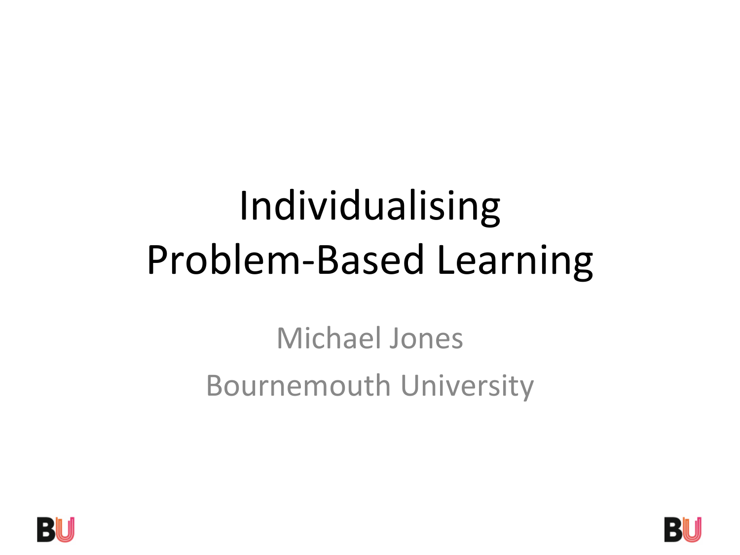# Individualising Problem-Based Learning

Michael Jones

Bournemouth University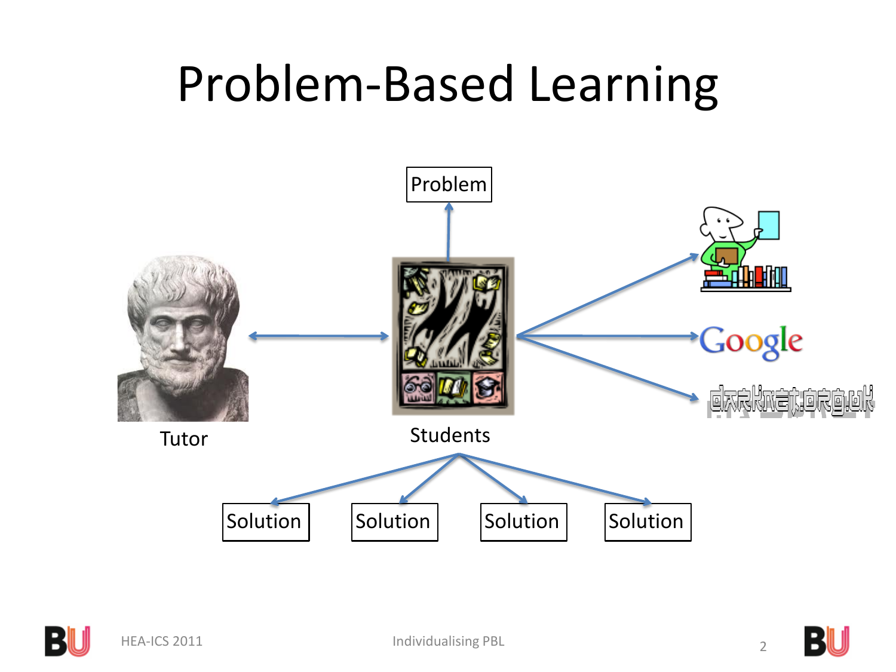# Problem-Based Learning

Problem

Tutor

Students

Google

darknet.org.uk

Solution

Solution

Solution

Solution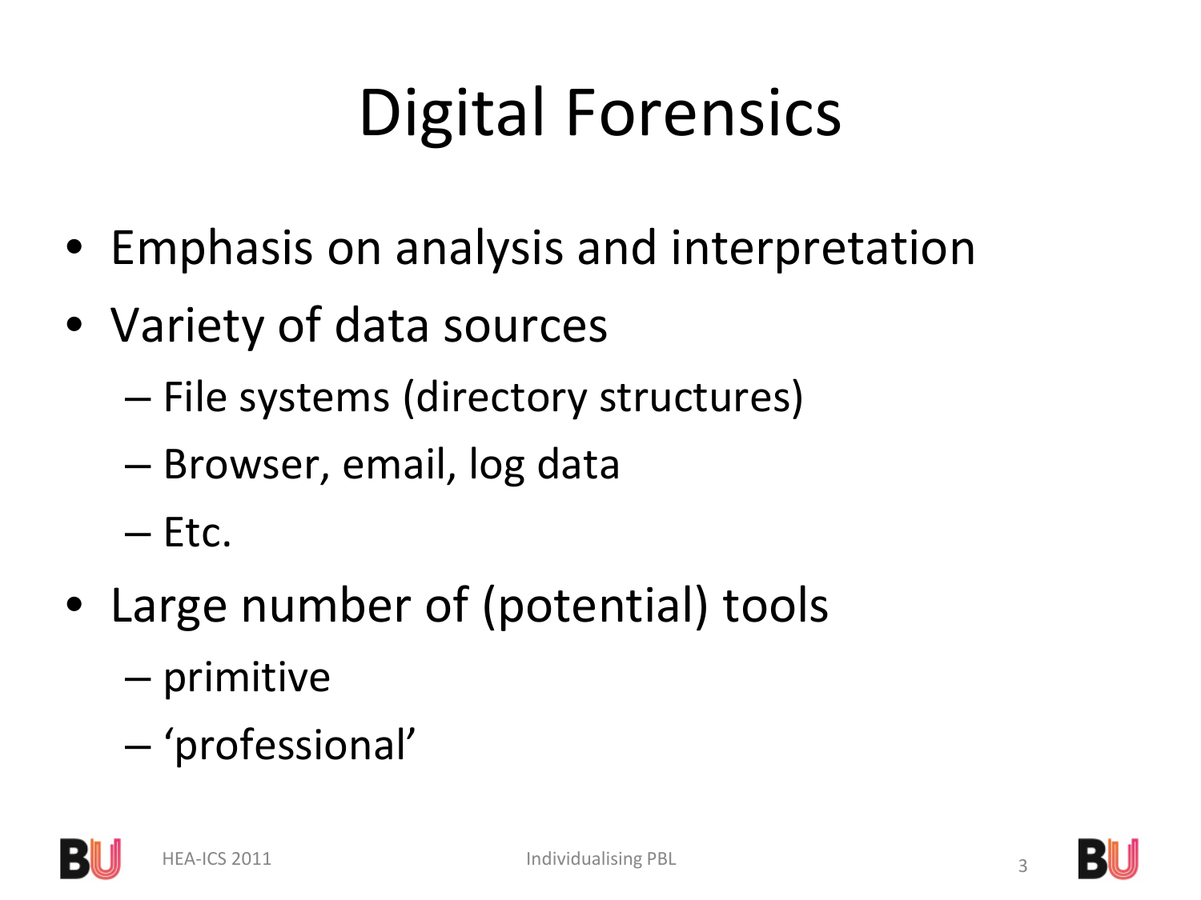# Digital Forensics

- Emphasis on analysis and interpretation
- Variety of data sources
  - File systems (directory structures)
  - Browser, email, log data
  - Etc.
- Large number of (potential) tools
  - primitive
  - ‘professional’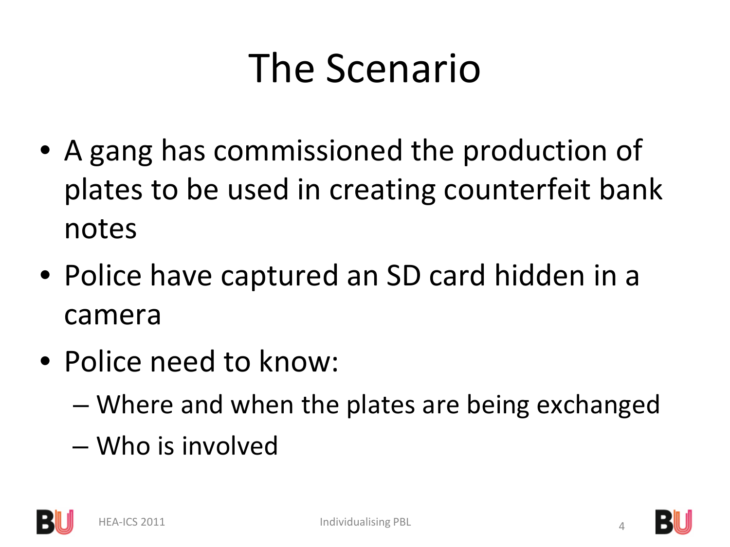# The Scenario

- A gang has commissioned the production of plates to be used in creating counterfeit bank notes
- Police have captured an SD card hidden in a camera
- Police need to know:
  - Where and when the plates are being exchanged
  - Who is involved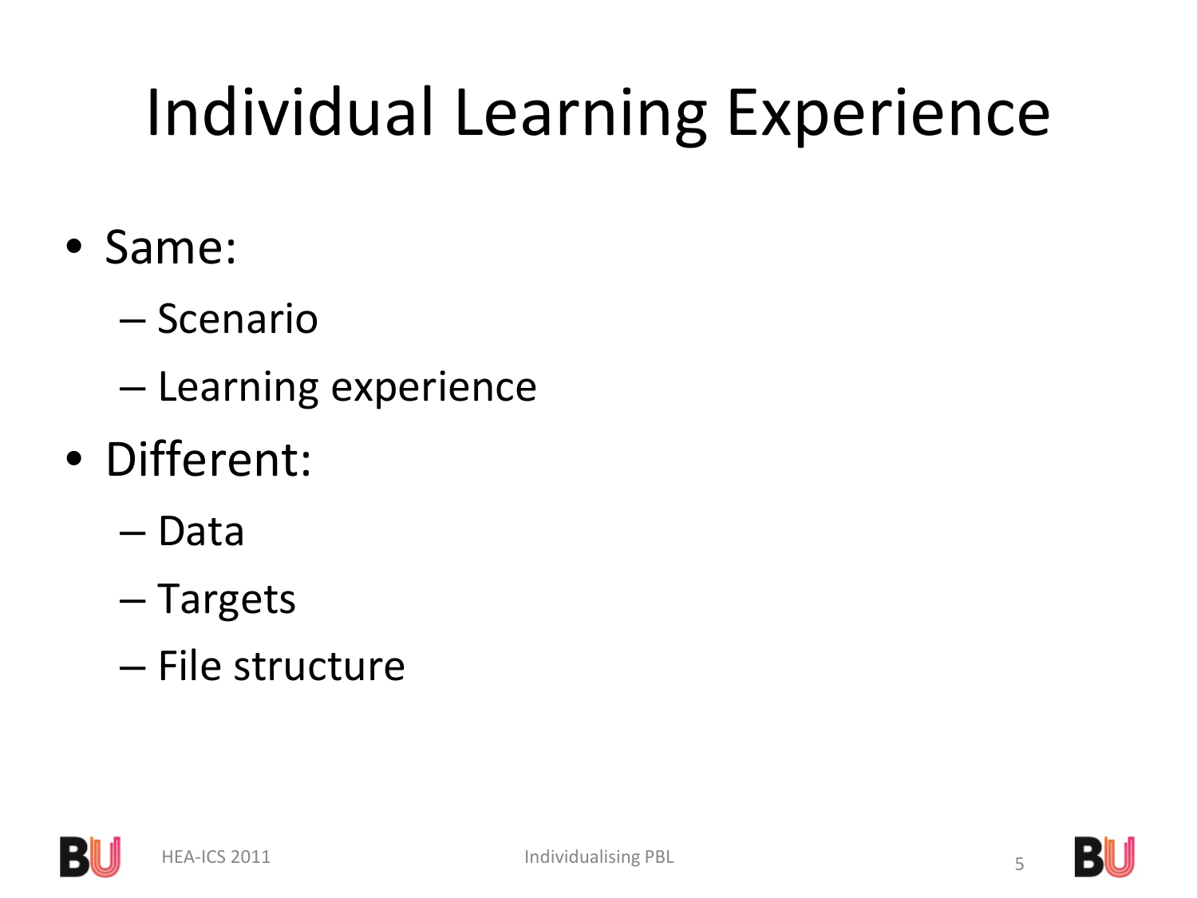# Individual Learning Experience

- Same:
  - Scenario
  - Learning experience
- Different:
  - Data
  - Targets
  - File structure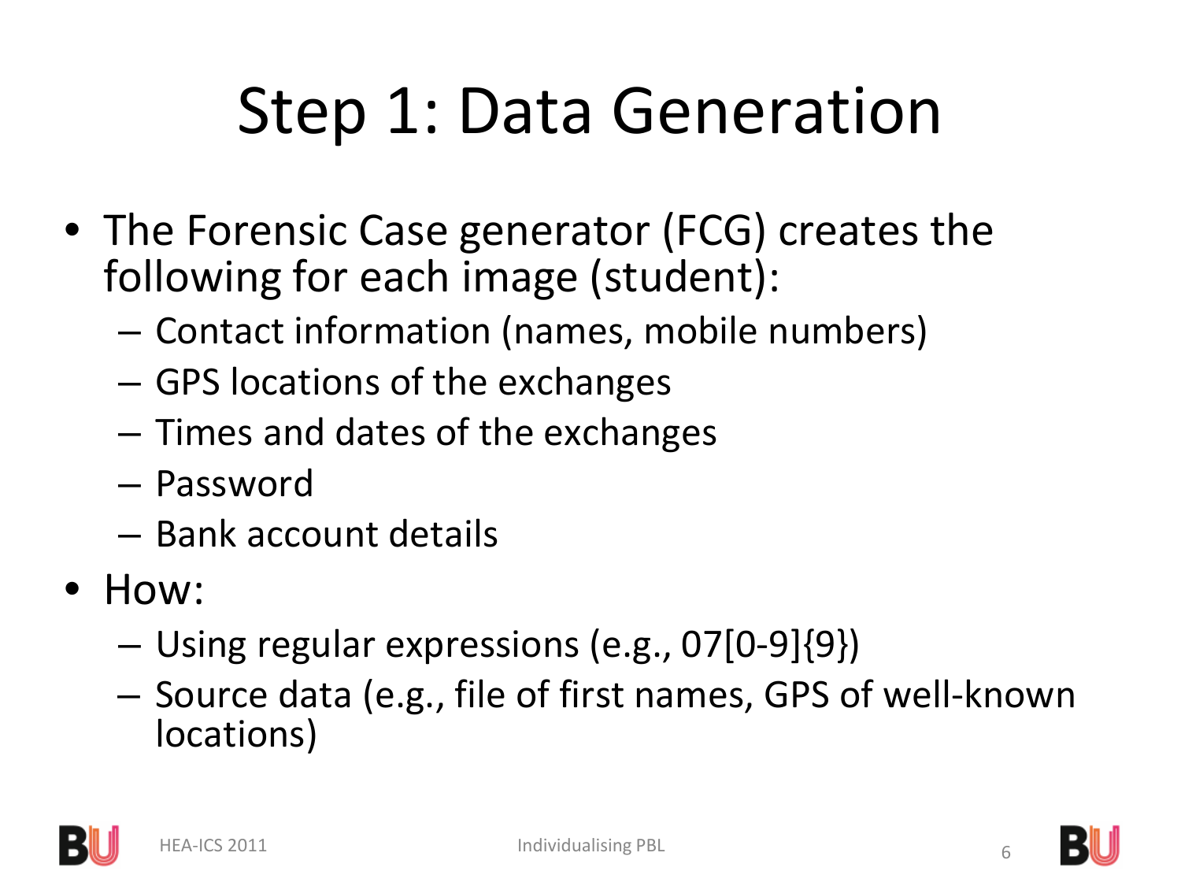# Step 1: Data Generation

- The Forensic Case generator (FCG) creates the following for each image (student):
  - Contact information (names, mobile numbers)
  - GPS locations of the exchanges
  - Times and dates of the exchanges
  - Password
  - Bank account details
- How:
  - Using regular expressions (e.g., 07[0-9]{9})
  - Source data (e.g., file of first names, GPS of well-known locations)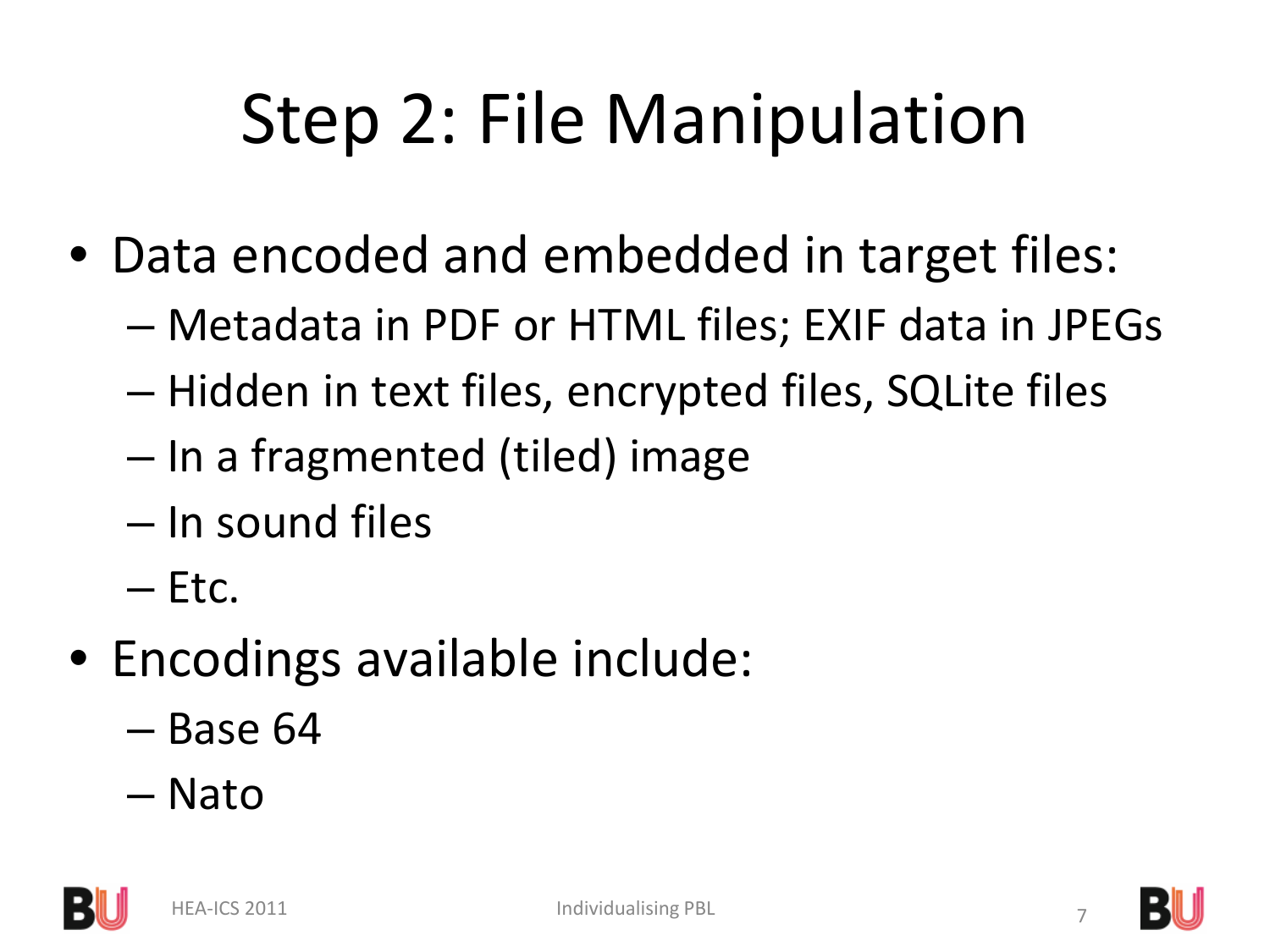# Step 2: File Manipulation

- Data encoded and embedded in target files:
  - Metadata in PDF or HTML files; EXIF data in JPEGs
  - Hidden in text files, encrypted files, SQLite files
  - In a fragmented (tiled) image
  - In sound files
  - Etc.
- Encodings available include:
  - Base 64
  - Nato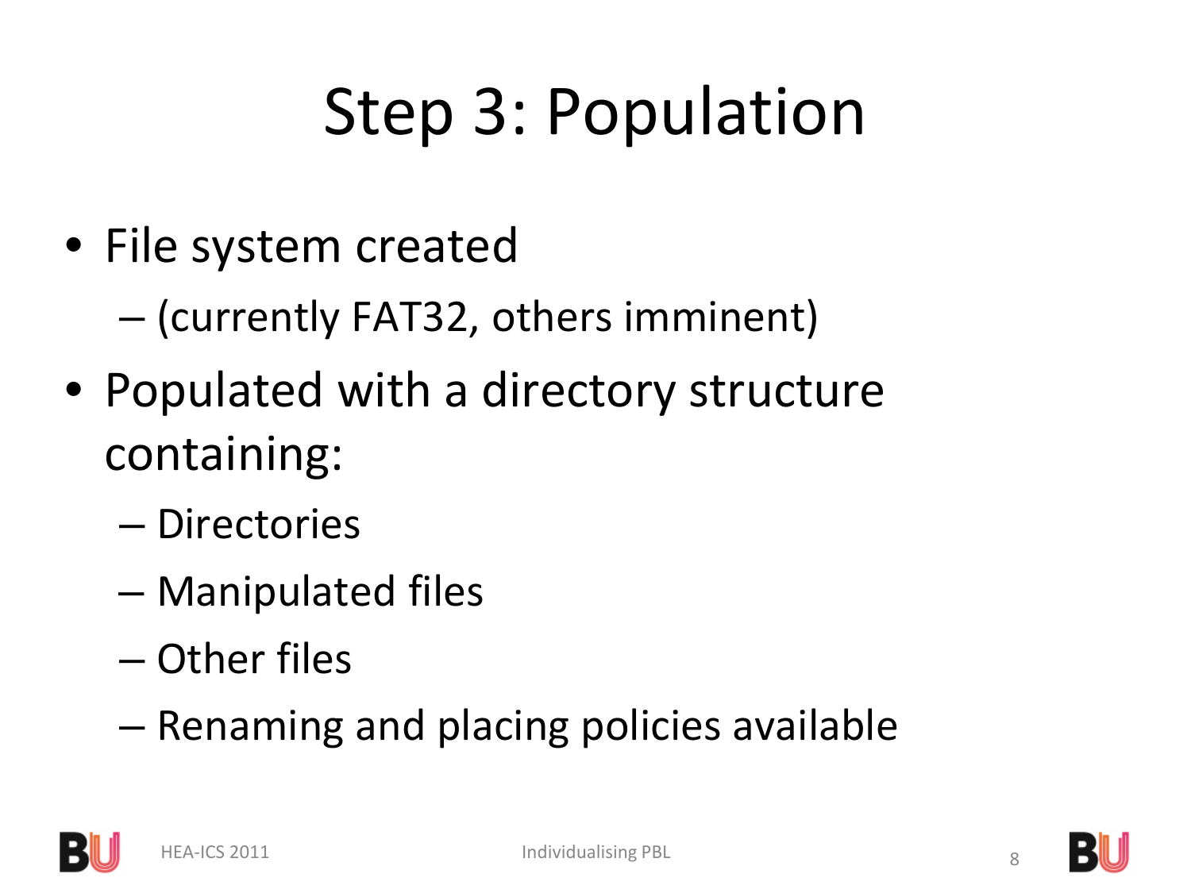# Step 3: Population

- File system created
  - (currently FAT32, others imminent)
- Populated with a directory structure containing:
  - Directories
  - Manipulated files
  - Other files
  - Renaming and placing policies available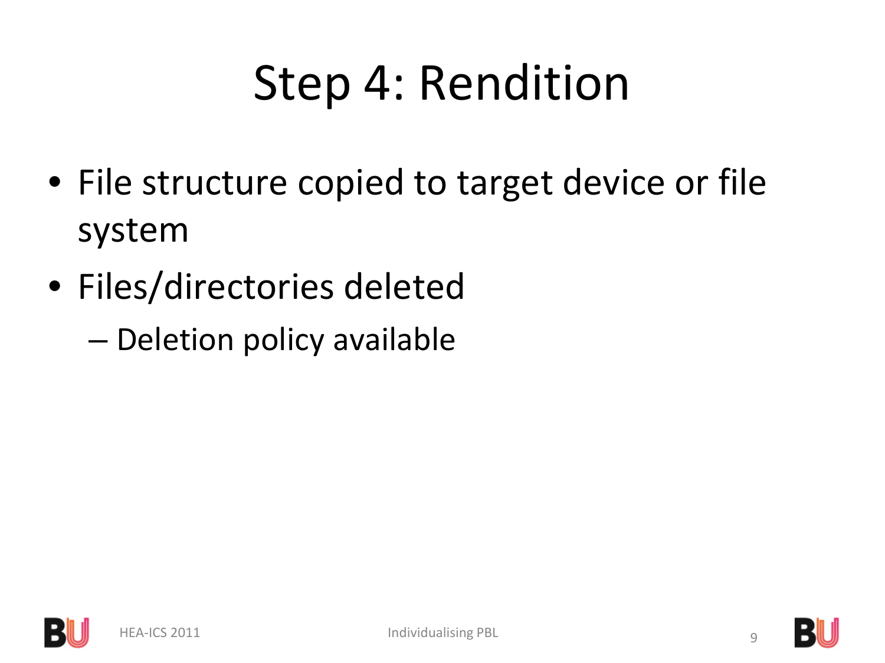# Step 4: Rendition

- File structure copied to target device or file system
- Files/directories deleted
  - Deletion policy available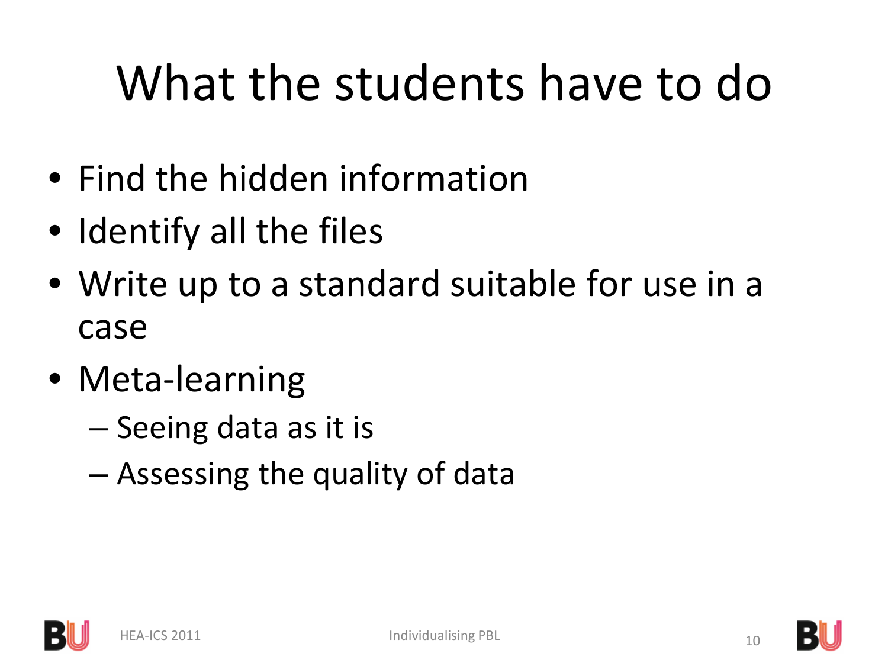# What the students have to do

- Find the hidden information
- Identify all the files
- Write up to a standard suitable for use in a case
- Meta-learning
  - Seeing data as it is
  - Assessing the quality of data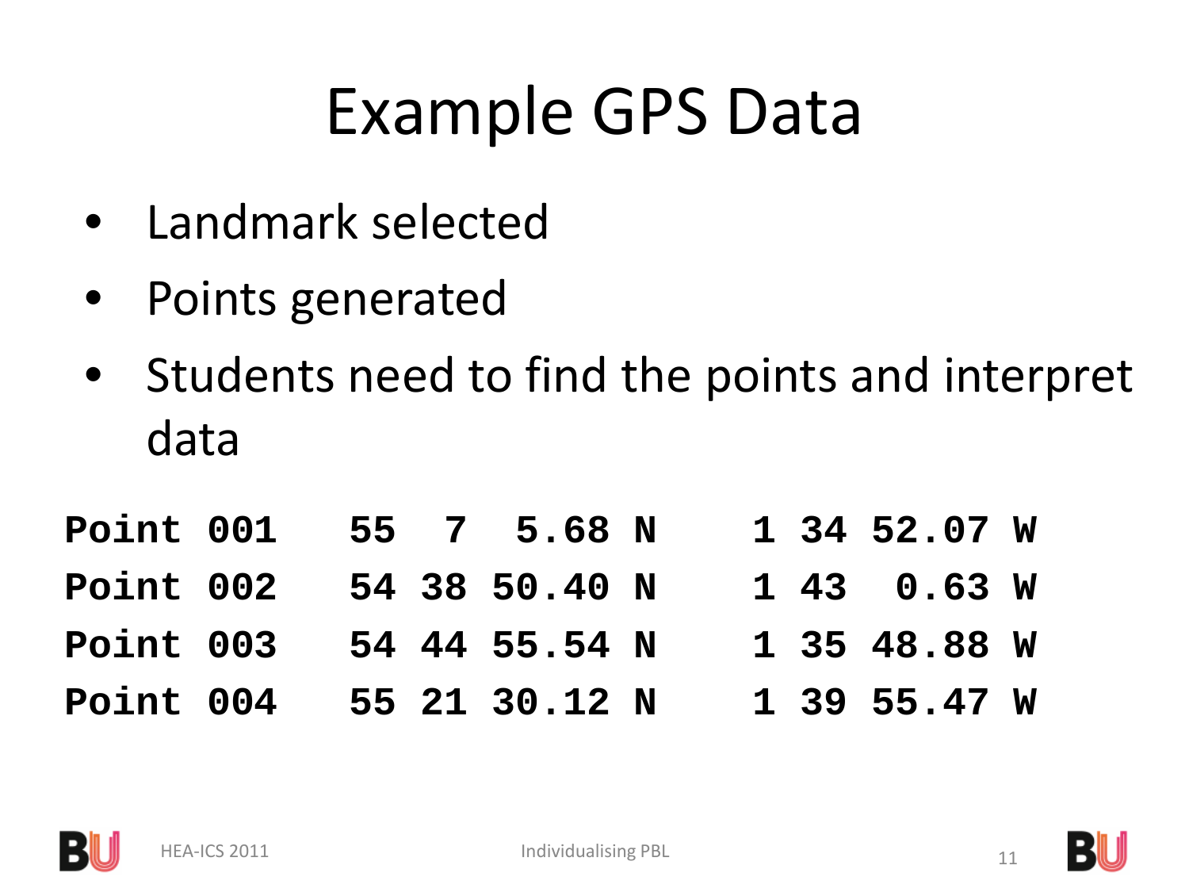# Example GPS Data

- Landmark selected
- Points generated
- Students need to find the points and interpret data

```
Point 001   55  7  5.68 N    1 34 52.07 W
Point 002   54 38 50.40 N    1 43  0.63 W
Point 003   54 44 55.54 N    1 35 48.88 W
Point 004   55 21 30.12 N    1 39 55.47 W
```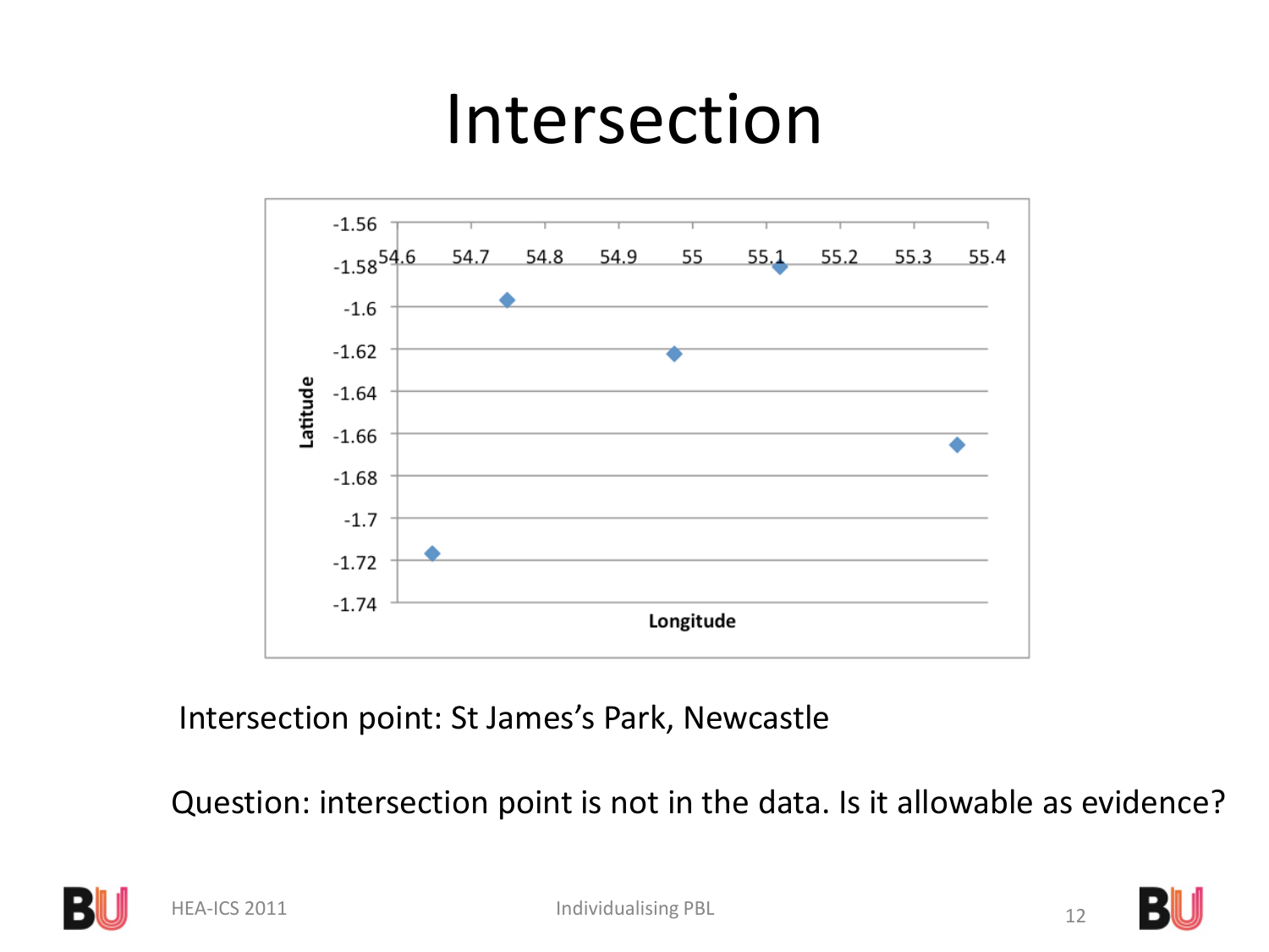# Intersection

Intersection point: St James's Park, Newcastle

Question: intersection point is not in the data. Is it allowable as evidence?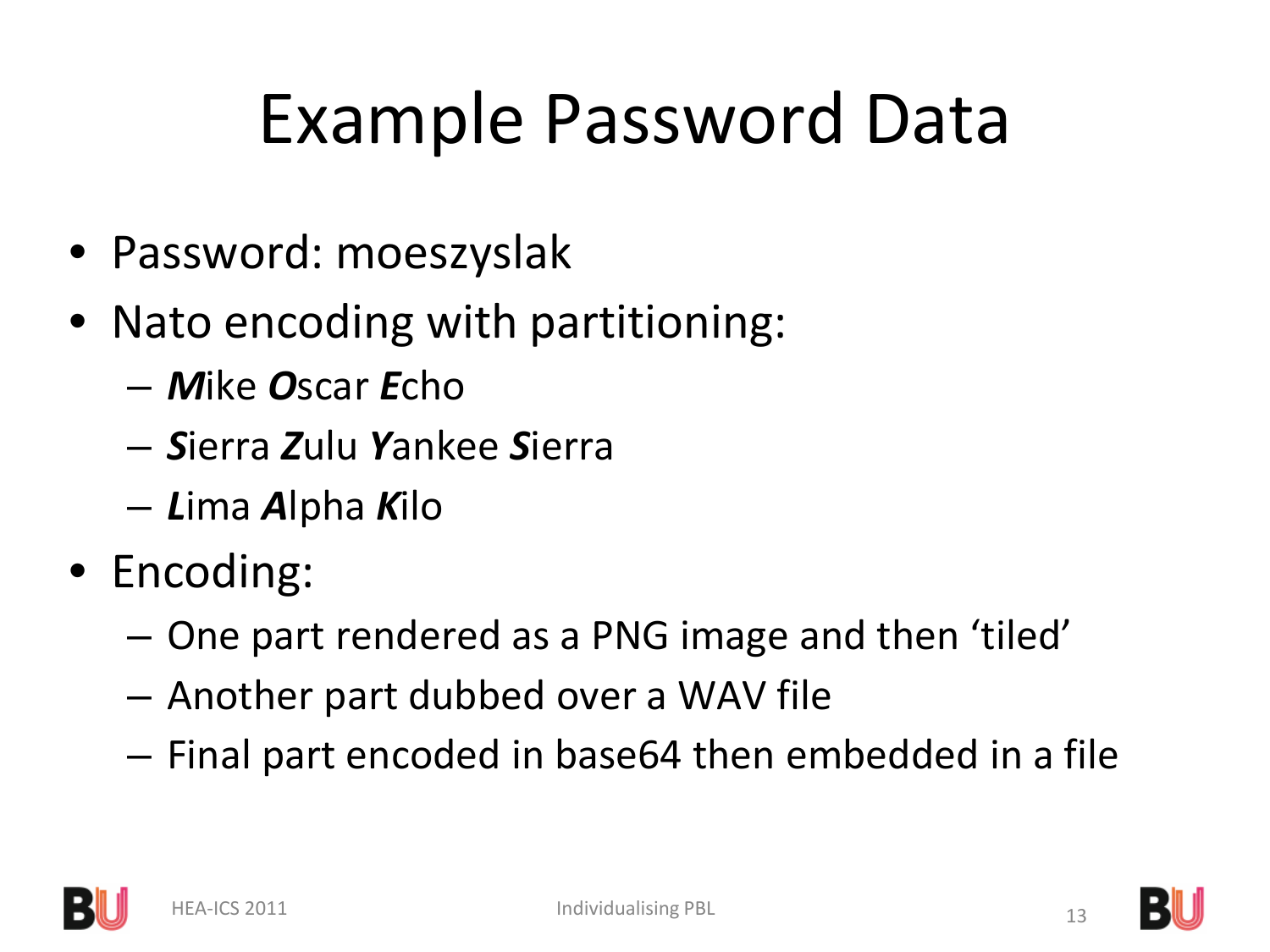# Example Password Data

- Password: moeszyslak
- Nato encoding with partitioning:
  - ***M***ike ***O***scar ***E***cho
  - ***S***ierra ***Z***ulu ***Y***ankee ***S***ierra
  - ***L***ima ***A***lpha ***K***ilo
- Encoding:
  - One part rendered as a PNG image and then 'tiled'
  - Another part dubbed over a WAV file
  - Final part encoded in base64 then embedded in a file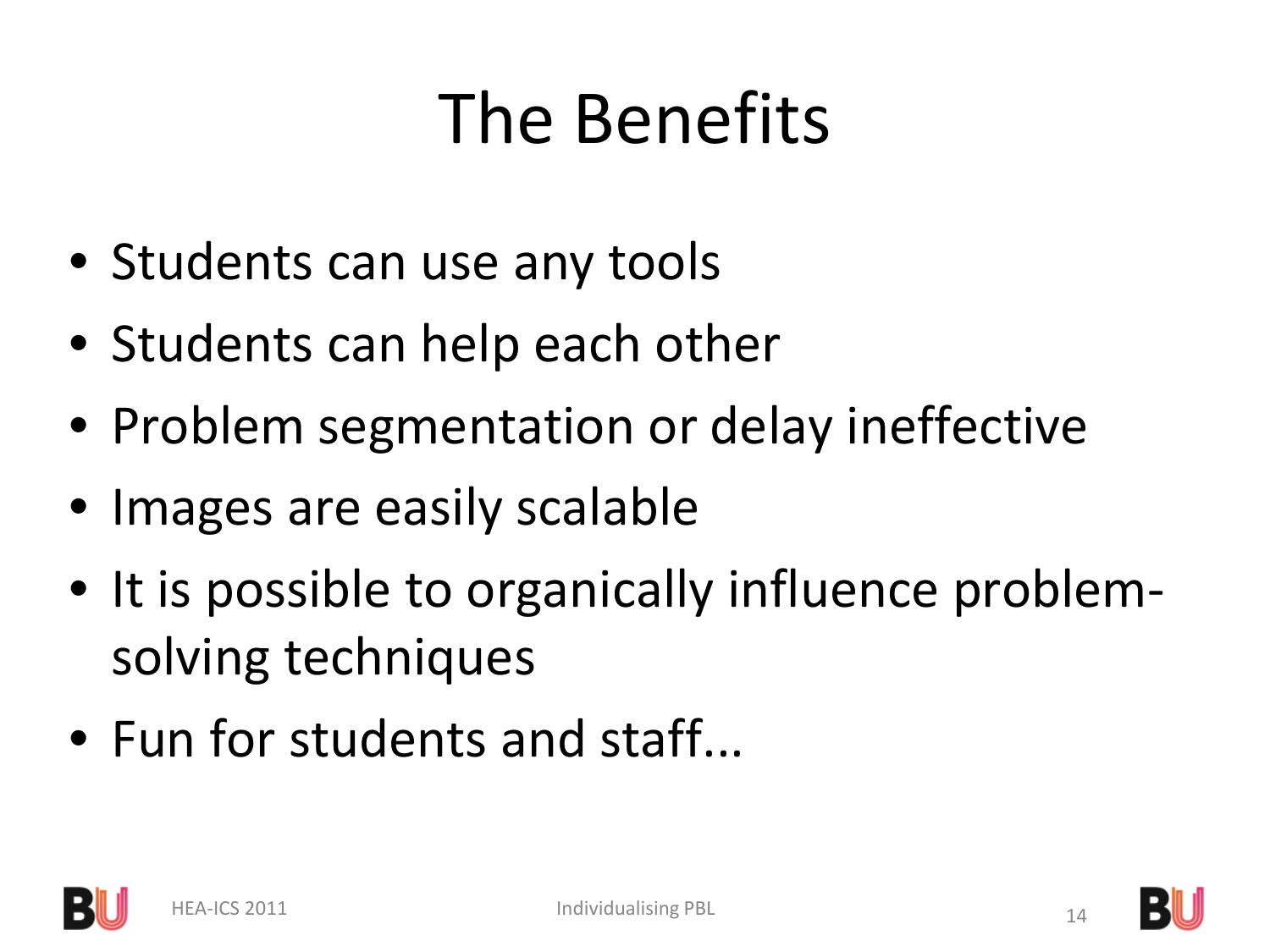# The Benefits

- Students can use any tools
- Students can help each other
- Problem segmentation or delay ineffective
- Images are easily scalable
- It is possible to organically influence problem-solving techniques
- Fun for students and staff...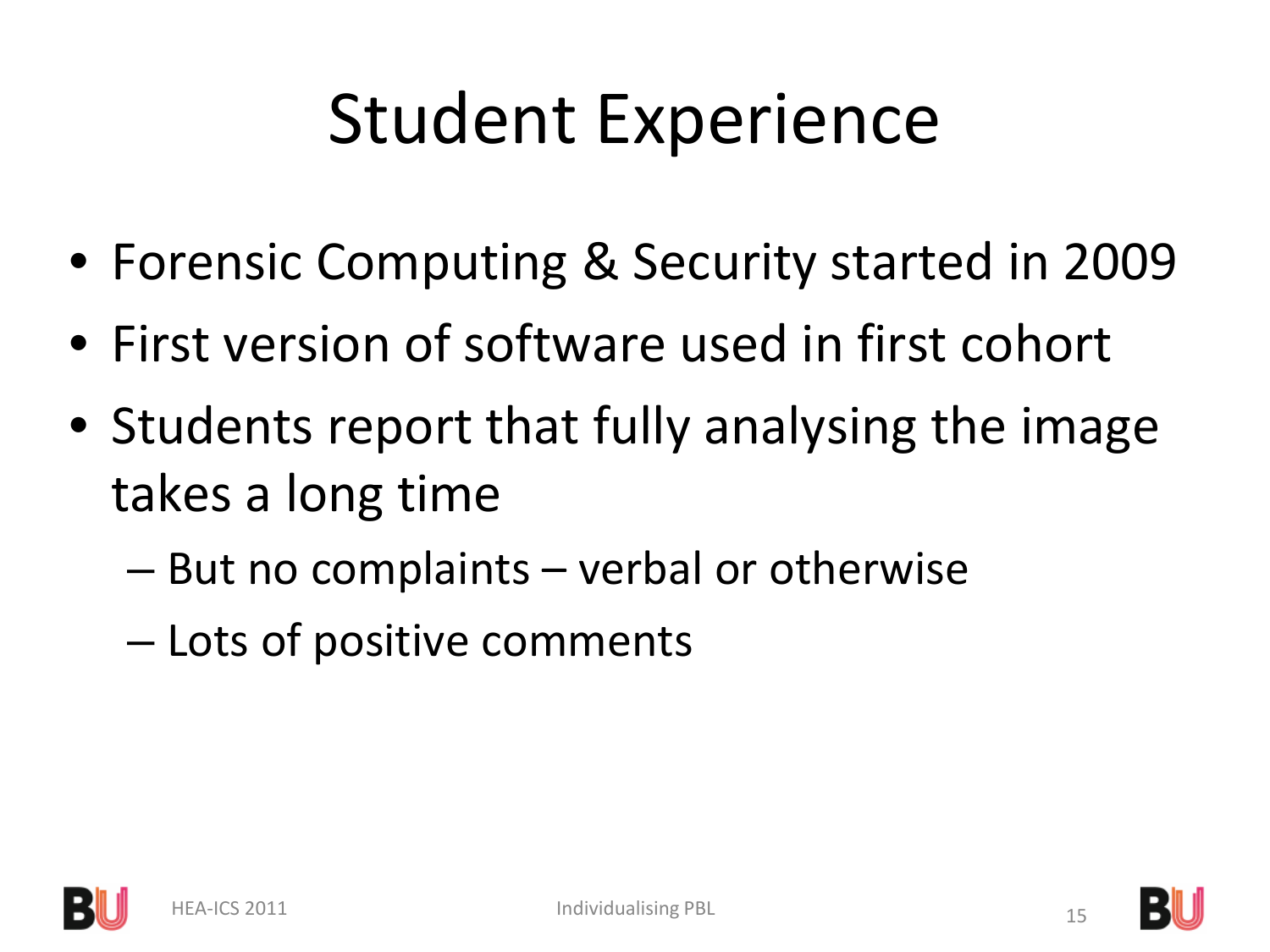# Student Experience

- Forensic Computing & Security started in 2009
- First version of software used in first cohort
- Students report that fully analysing the image takes a long time
  - But no complaints – verbal or otherwise
  - Lots of positive comments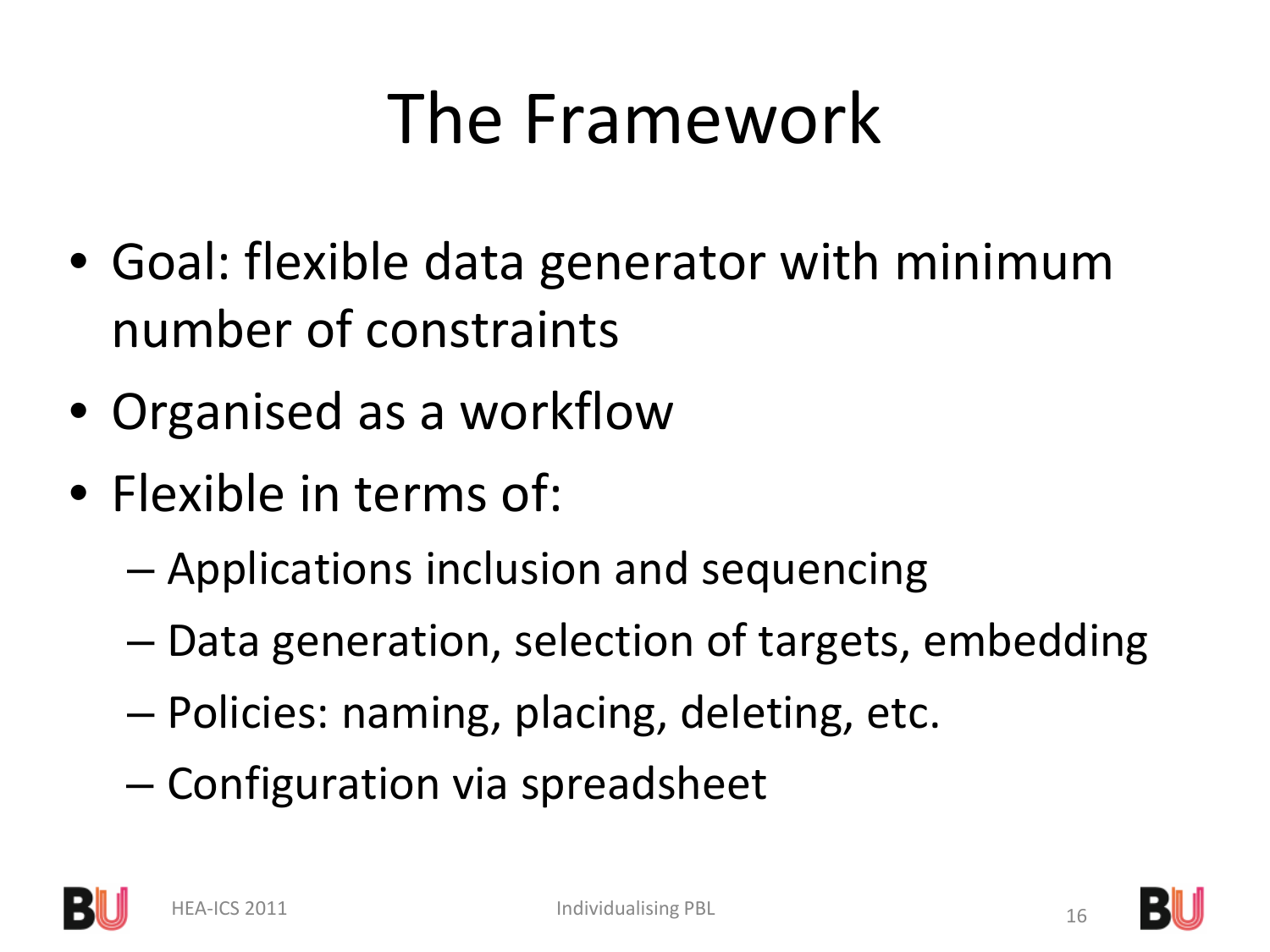# The Framework

- Goal: flexible data generator with minimum number of constraints
- Organised as a workflow
- Flexible in terms of:
  - Applications inclusion and sequencing
  - Data generation, selection of targets, embedding
  - Policies: naming, placing, deleting, etc.
  - Configuration via spreadsheet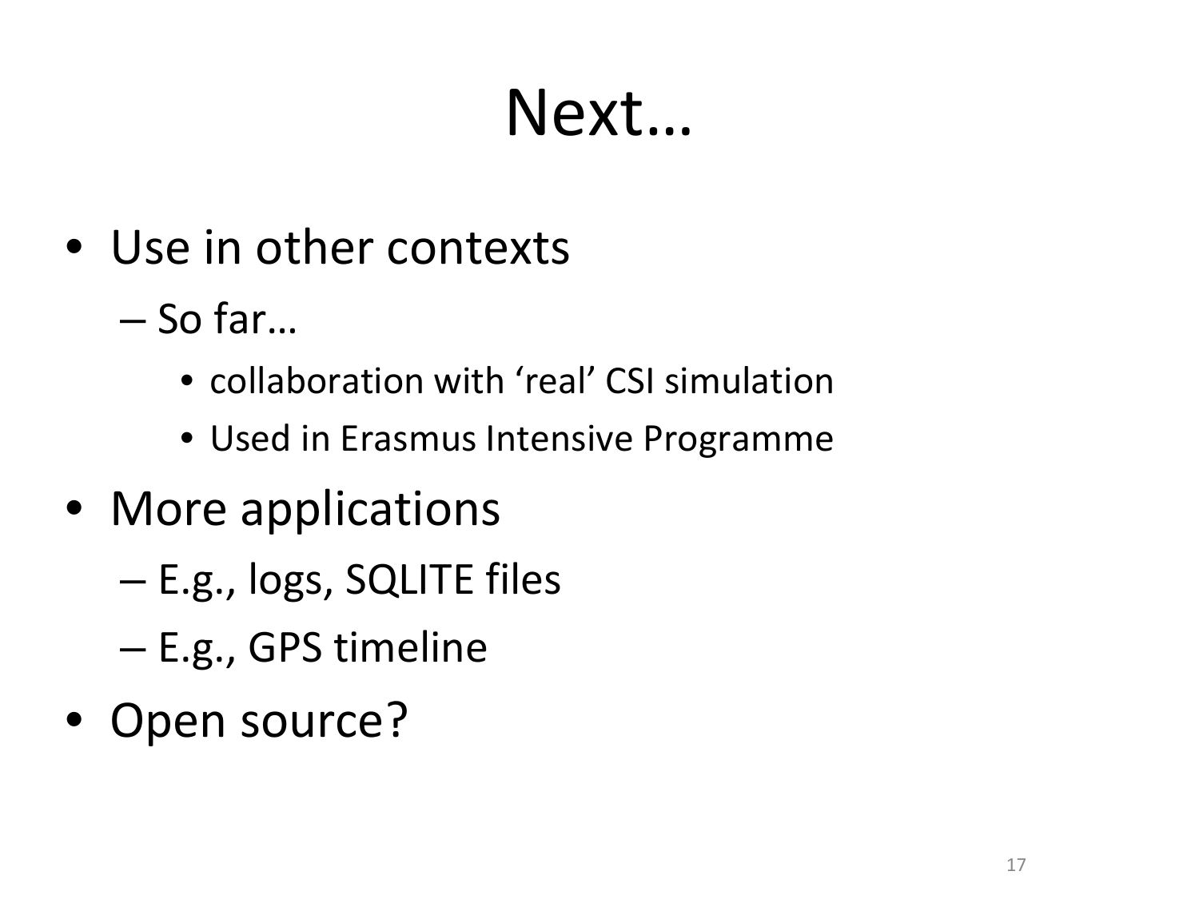# Next…

- Use in other contexts
  - So far…
    - collaboration with ‘real’ CSI simulation
    - Used in Erasmus Intensive Programme
- More applications
  - E.g., logs, SQLITE files
  - E.g., GPS timeline
- Open source?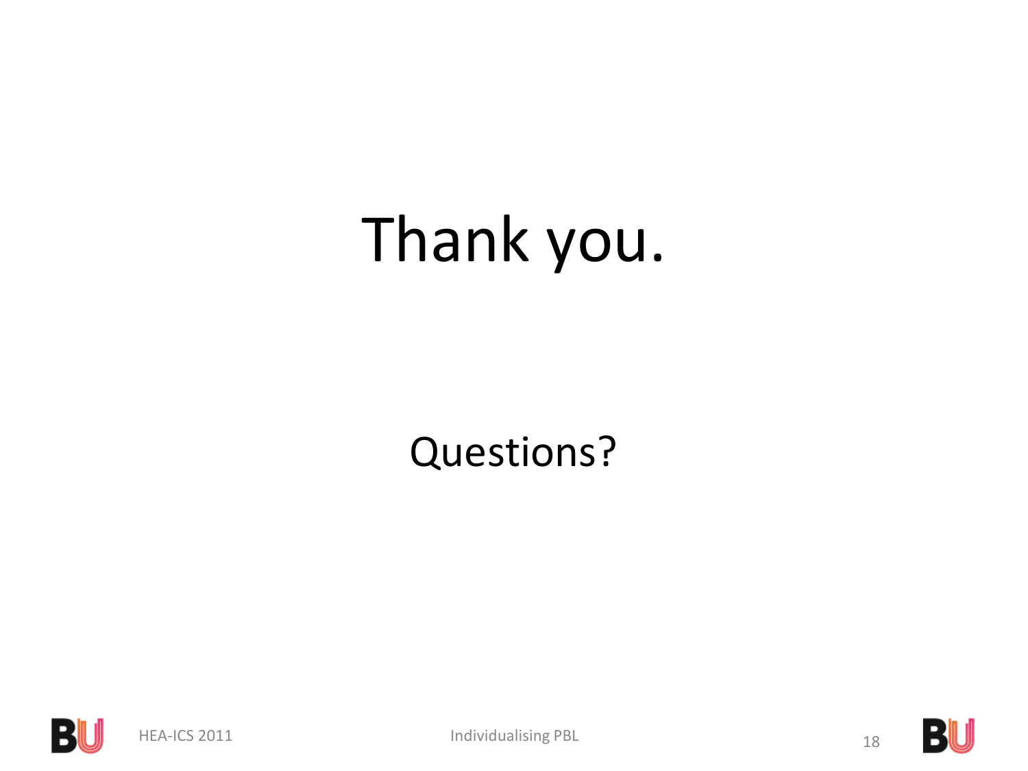# Thank you.

Questions?